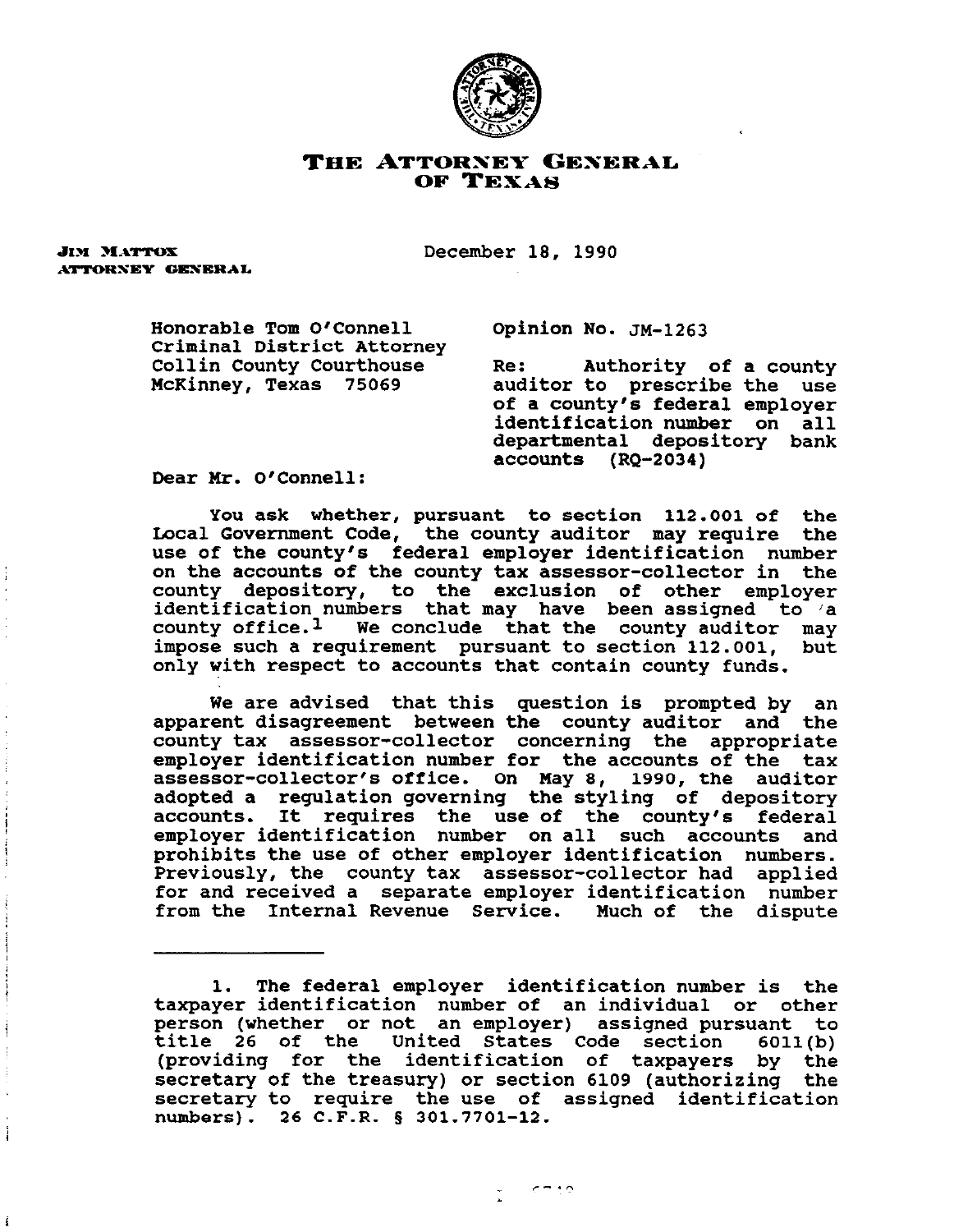# THE ATTORNEY GENERAL OF TEXAS

JIM MATTOX
ATTORNEY GENERAL

December 18, 1990

Honorable Tom O'Connell
Criminal District Attorney
Collin County Courthouse
McKinney, Texas 75069

Opinion No. JM-1263

Re: Authority of a county auditor to prescribe the use of a county's federal employer identification number on all departmental depository bank accounts (RQ-2034)

Dear Mr. O'Connell:

You ask whether, pursuant to section 112.001 of the Local Government Code, the county auditor may require the use of the county's federal employer identification number on the accounts of the county tax assessor-collector in the county depository, to the exclusion of other employer identification numbers that may have been assigned to a county office.[1] We conclude that the county auditor may impose such a requirement pursuant to section 112.001, but only with respect to accounts that contain county funds.

We are advised that this question is prompted by an apparent disagreement between the county auditor and the county tax assessor-collector concerning the appropriate employer identification number for the accounts of the tax assessor-collector's office. On May 8, 1990, the auditor adopted a regulation governing the styling of depository accounts. It requires the use of the county's federal employer identification number on all such accounts and prohibits the use of other employer identification numbers. Previously, the county tax assessor-collector had applied for and received a separate employer identification number from the Internal Revenue Service. Much of the dispute

---

1. The federal employer identification number is the taxpayer identification number of an individual or other person (whether or not an employer) assigned pursuant to title 26 of the United States Code section 6011(b) (providing for the identification of taxpayers by the secretary of the treasury) or section 6109 (authorizing the secretary to require the use of assigned identification numbers). 26 C.F.R. § 301.7701-12.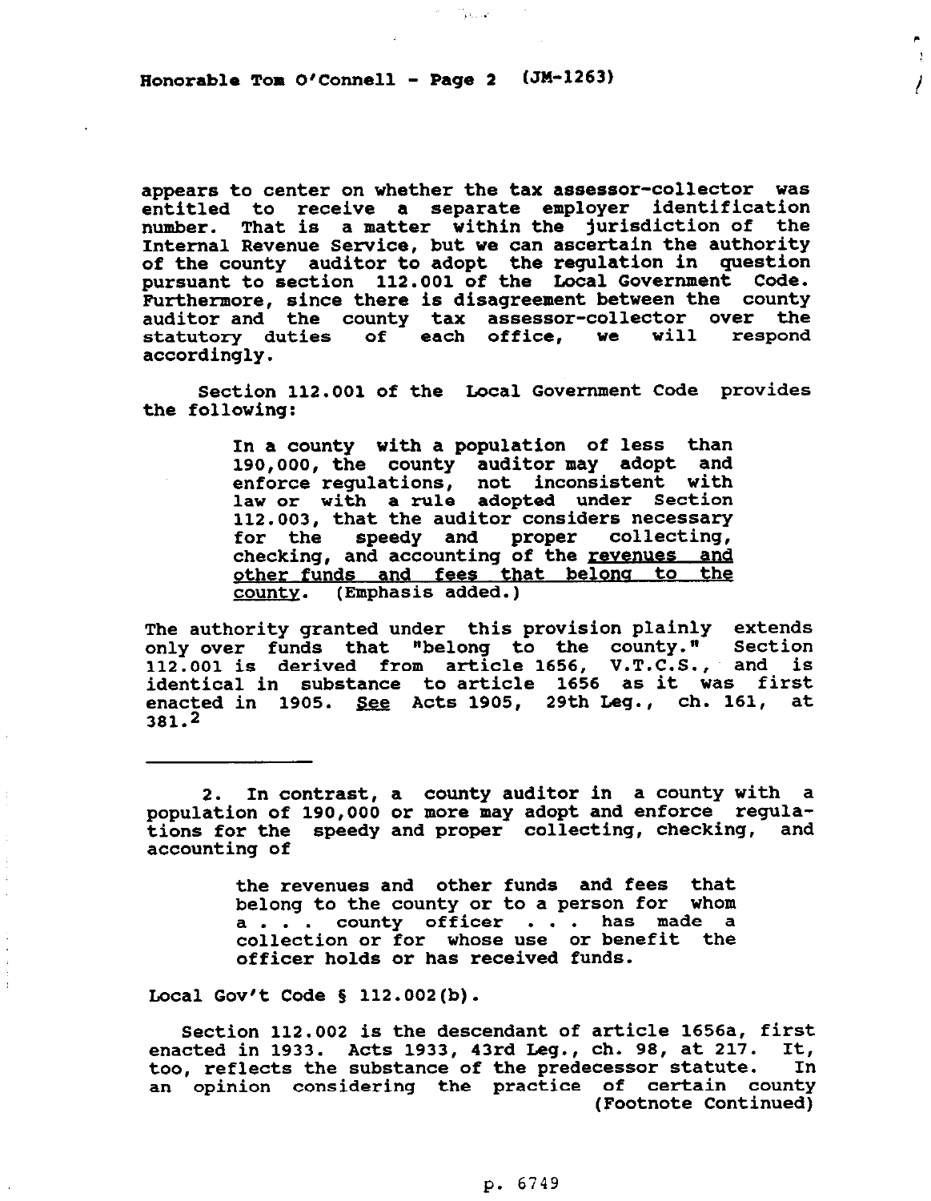appears to center on whether the tax assessor-collector was entitled to receive a separate employer identification number. That is a matter within the jurisdiction of the Internal Revenue Service, but we can ascertain the authority of the county auditor to adopt the regulation in question pursuant to section 112.001 of the Local Government Code. Furthermore, since there is disagreement between the county auditor and the county tax assessor-collector over the statutory duties of each office, we will respond accordingly.

Section 112.001 of the Local Government Code provides the following:

> In a county with a population of less than 190,000, the county auditor may adopt and enforce regulations, not inconsistent with law or with a rule adopted under Section 112.003, that the auditor considers necessary for the speedy and proper collecting, checking, and accounting of the <u>revenues and other funds and fees that belong to the county</u>. (Emphasis added.)

The authority granted under this provision plainly extends only over funds that "belong to the county." Section 112.001 is derived from article 1656, V.T.C.S., and is identical in substance to article 1656 as it was first enacted in 1905. *See* Acts 1905, 29th Leg., ch. 161, at 381.[2]

---

2. In contrast, a county auditor in a county with a population of 190,000 or more may adopt and enforce regulations for the speedy and proper collecting, checking, and accounting of

> the revenues and other funds and fees that belong to the county or to a person for whom a . . . county officer . . . has made a collection or for whose use or benefit the officer holds or has received funds.

Local Gov't Code § 112.002(b).

Section 112.002 is the descendant of article 1656a, first enacted in 1933. Acts 1933, 43rd Leg., ch. 98, at 217. It, too, reflects the substance of the predecessor statute. In an opinion considering the practice of certain county (Footnote Continued)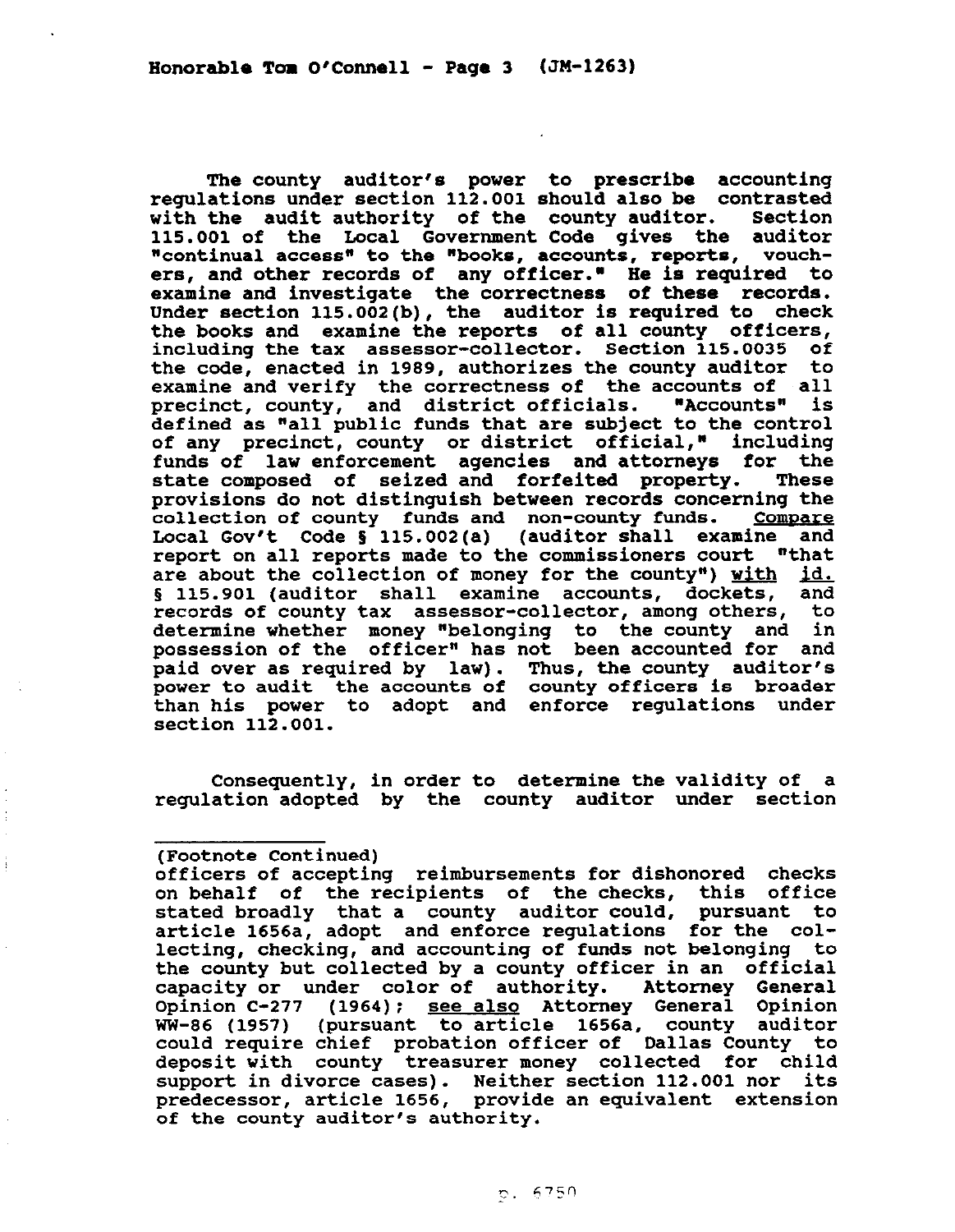The county auditor's power to prescribe accounting regulations under section 112.001 should also be contrasted with the audit authority of the county auditor. Section 115.001 of the Local Government Code gives the auditor "continual access" to the "books, accounts, reports, vouchers, and other records of any officer." He is required to examine and investigate the correctness of these records. Under section 115.002(b), the auditor is required to check the books and examine the reports of all county officers, including the tax assessor-collector. Section 115.0035 of the code, enacted in 1989, authorizes the county auditor to examine and verify the correctness of the accounts of all precinct, county, and district officials. "Accounts" is defined as "all public funds that are subject to the control of any precinct, county or district official," including funds of law enforcement agencies and attorneys for the state composed of seized and forfeited property. These provisions do not distinguish between records concerning the collection of county funds and non-county funds. Compare Local Gov't Code § 115.002(a) (auditor shall examine and report on all reports made to the commissioners court "that are about the collection of money for the county") with id. § 115.901 (auditor shall examine accounts, dockets, and records of county tax assessor-collector, among others, to determine whether money "belonging to the county and in possession of the officer" has not been accounted for and paid over as required by law). Thus, the county auditor's power to audit the accounts of county officers is broader than his power to adopt and enforce regulations under section 112.001.

Consequently, in order to determine the validity of a regulation adopted by the county auditor under section

---

(Footnote Continued)

officers of accepting reimbursements for dishonored checks on behalf of the recipients of the checks, this office stated broadly that a county auditor could, pursuant to article 1656a, adopt and enforce regulations for the collecting, checking, and accounting of funds not belonging to the county but collected by a county officer in an official capacity or under color of authority. Attorney General Opinion C-277 (1964); see also Attorney General Opinion WW-86 (1957) (pursuant to article 1656a, county auditor could require chief probation officer of Dallas County to deposit with county treasurer money collected for child support in divorce cases). Neither section 112.001 nor its predecessor, article 1656, provide an equivalent extension of the county auditor's authority.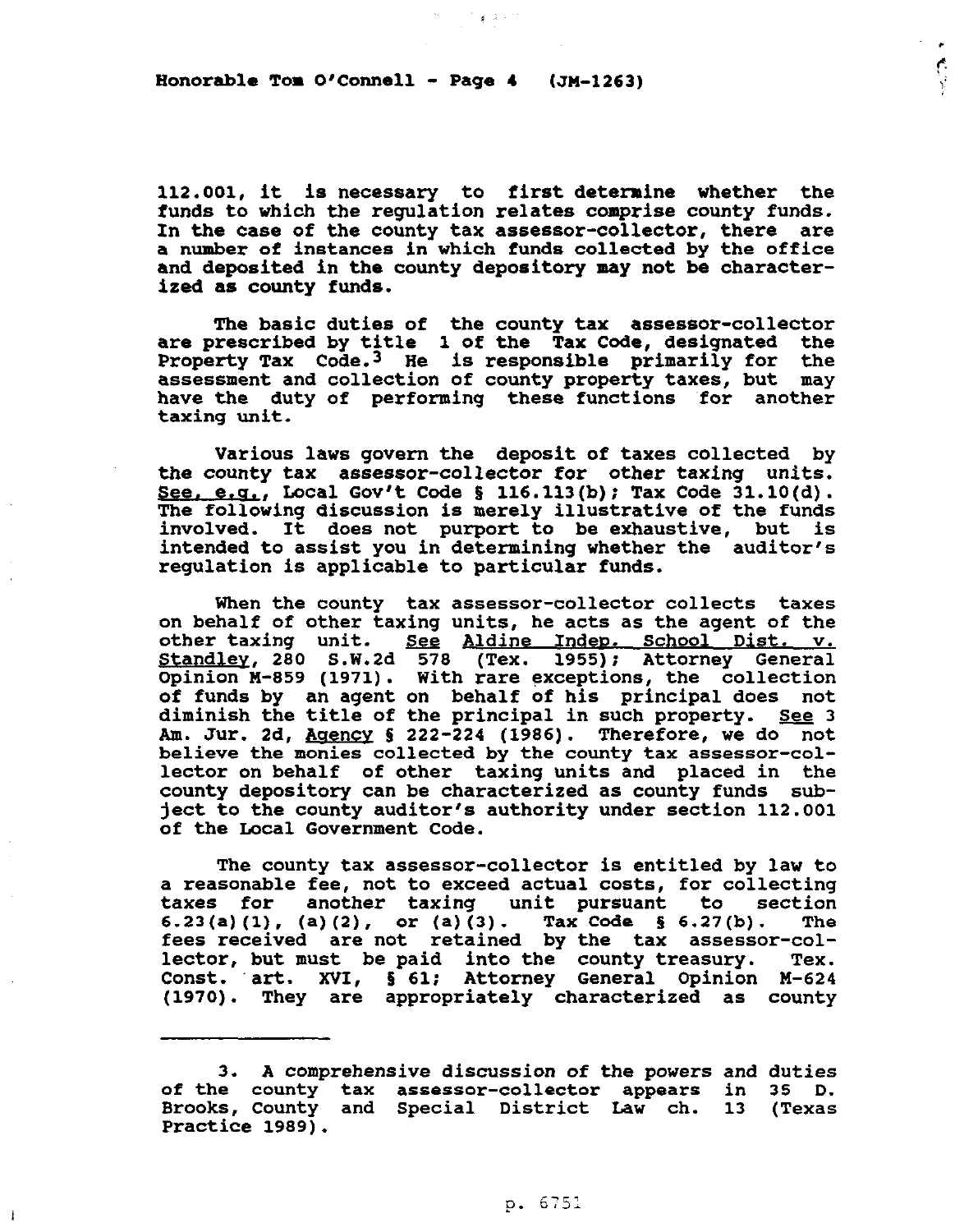112.001, it is necessary to first determine whether the funds to which the regulation relates comprise county funds. In the case of the county tax assessor-collector, there are a number of instances in which funds collected by the office and deposited in the county depository may not be characterized as county funds.

The basic duties of the county tax assessor-collector are prescribed by title 1 of the Tax Code, designated the Property Tax Code.[3] He is responsible primarily for the assessment and collection of county property taxes, but may have the duty of performing these functions for another taxing unit.

Various laws govern the deposit of taxes collected by the county tax assessor-collector for other taxing units. See, e.g., Local Gov't Code § 116.113(b); Tax Code 31.10(d). The following discussion is merely illustrative of the funds involved. It does not purport to be exhaustive, but is intended to assist you in determining whether the auditor's regulation is applicable to particular funds.

When the county tax assessor-collector collects taxes on behalf of other taxing units, he acts as the agent of the other taxing unit. See Aldine Indep. School Dist. v. Standley, 280 S.W.2d 578 (Tex. 1955); Attorney General Opinion M-859 (1971). With rare exceptions, the collection of funds by an agent on behalf of his principal does not diminish the title of the principal in such property. See 3 Am. Jur. 2d, Agency § 222-224 (1986). Therefore, we do not believe the monies collected by the county tax assessor-collector on behalf of other taxing units and placed in the county depository can be characterized as county funds subject to the county auditor's authority under section 112.001 of the Local Government Code.

The county tax assessor-collector is entitled by law to a reasonable fee, not to exceed actual costs, for collecting taxes for another taxing unit pursuant to section 6.23(a)(1), (a)(2), or (a)(3). Tax Code § 6.27(b). The fees received are not retained by the tax assessor-collector, but must be paid into the county treasury. Tex. Const. art. XVI, § 61; Attorney General Opinion M-624 (1970). They are appropriately characterized as county

---

3. A comprehensive discussion of the powers and duties of the county tax assessor-collector appears in 35 D. Brooks, County and Special District Law ch. 13 (Texas Practice 1989).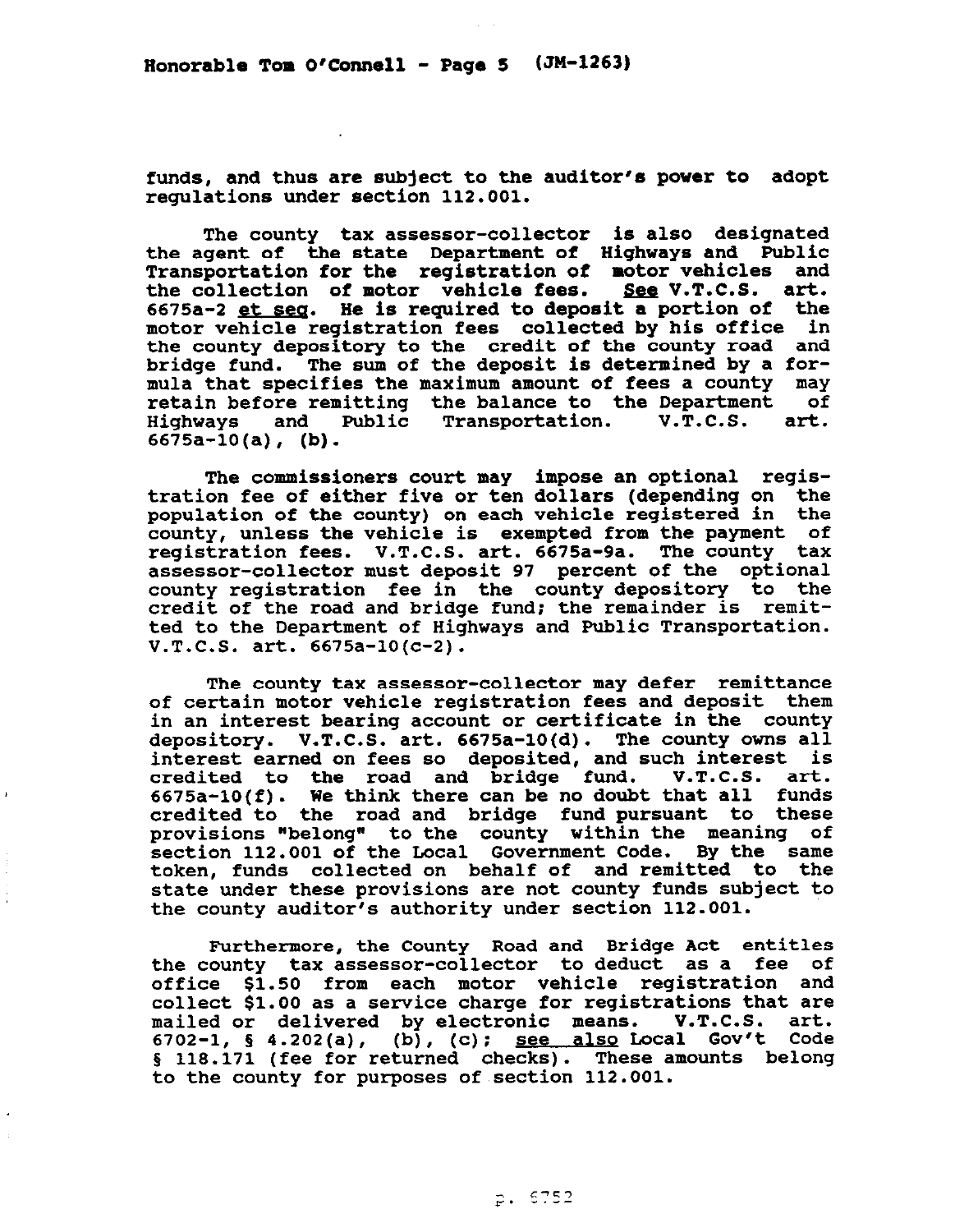funds, and thus are subject to the auditor's power to adopt regulations under section 112.001.

The county tax assessor-collector is also designated the agent of the state Department of Highways and Public Transportation for the registration of motor vehicles and the collection of motor vehicle fees. *See* V.T.C.S. art. 6675a-2 *et seq*. He is required to deposit a portion of the motor vehicle registration fees collected by his office in the county depository to the credit of the county road and bridge fund. The sum of the deposit is determined by a formula that specifies the maximum amount of fees a county may retain before remitting the balance to the Department of Highways and Public Transportation. V.T.C.S. art. 6675a-10(a), (b).

The commissioners court may impose an optional registration fee of either five or ten dollars (depending on the population of the county) on each vehicle registered in the county, unless the vehicle is exempted from the payment of registration fees. V.T.C.S. art. 6675a-9a. The county tax assessor-collector must deposit 97 percent of the optional county registration fee in the county depository to the credit of the road and bridge fund; the remainder is remitted to the Department of Highways and Public Transportation. V.T.C.S. art. 6675a-10(c-2).

The county tax assessor-collector may defer remittance of certain motor vehicle registration fees and deposit them in an interest bearing account or certificate in the county depository. V.T.C.S. art. 6675a-10(d). The county owns all interest earned on fees so deposited, and such interest is credited to the road and bridge fund. V.T.C.S. art. 6675a-10(f). We think there can be no doubt that all funds credited to the road and bridge fund pursuant to these provisions "belong" to the county within the meaning of section 112.001 of the Local Government Code. By the same token, funds collected on behalf of and remitted to the state under these provisions are not county funds subject to the county auditor's authority under section 112.001.

Furthermore, the County Road and Bridge Act entitles the county tax assessor-collector to deduct as a fee of office \$1.50 from each motor vehicle registration and collect \$1.00 as a service charge for registrations that are mailed or delivered by electronic means. V.T.C.S. art. 6702-1, § 4.202(a), (b), (c); *see also* Local Gov't Code § 118.171 (fee for returned checks). These amounts belong to the county for purposes of section 112.001.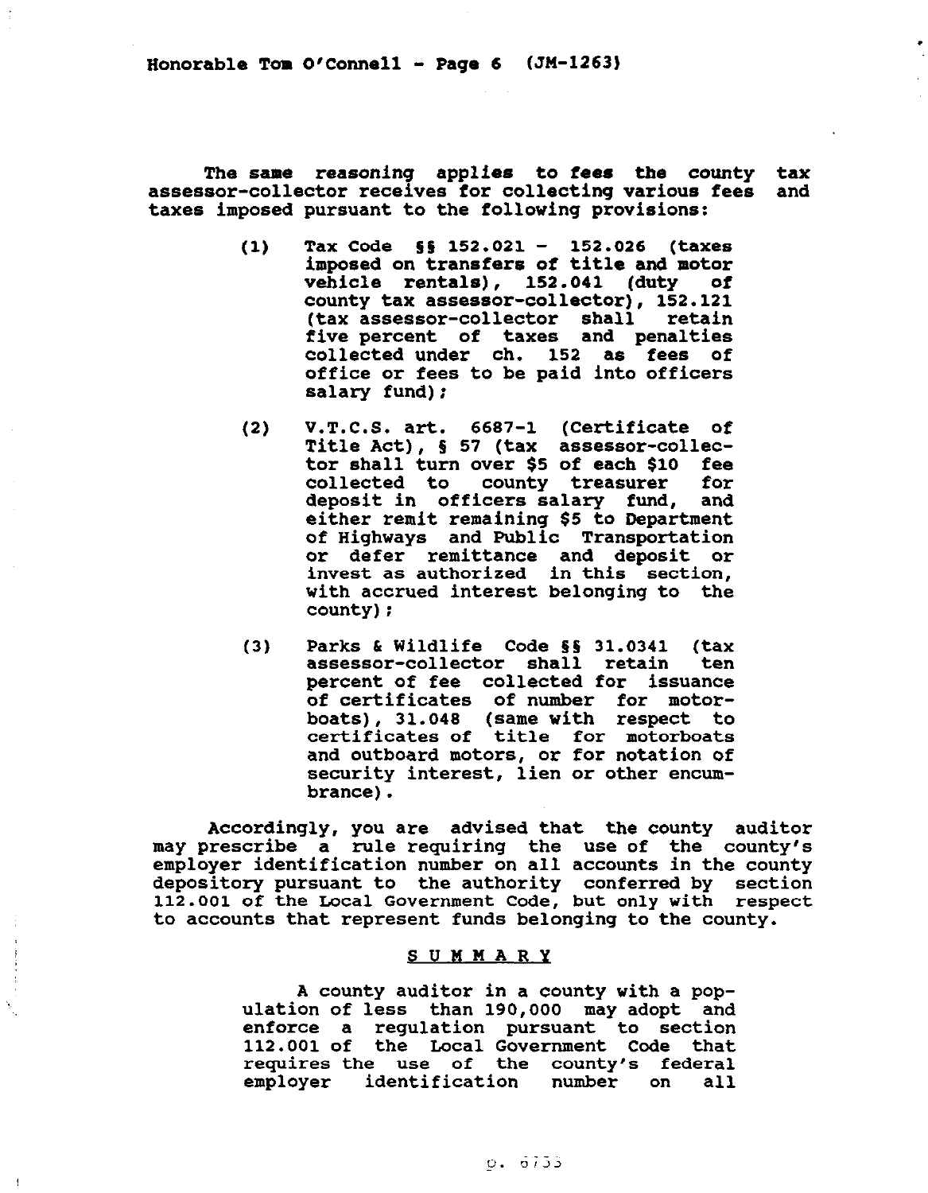The same reasoning applies to fees the county tax assessor-collector receives for collecting various fees and taxes imposed pursuant to the following provisions:

> (1) Tax Code §§ 152.021 - 152.026 (taxes imposed on transfers of title and motor vehicle rentals), 152.041 (duty of county tax assessor-collector), 152.121 (tax assessor-collector shall retain five percent of taxes and penalties collected under ch. 152 as fees of office or fees to be paid into officers salary fund);
>
> (2) V.T.C.S. art. 6687-1 (Certificate of Title Act), § 57 (tax assessor-collector shall turn over $5 of each $10 fee collected to county treasurer for deposit in officers salary fund, and either remit remaining $5 to Department of Highways and Public Transportation or defer remittance and deposit or invest as authorized in this section, with accrued interest belonging to the county);
>
> (3) Parks & Wildlife Code §§ 31.0341 (tax assessor-collector shall retain ten percent of fee collected for issuance of certificates of number for motorboats), 31.048 (same with respect to certificates of title for motorboats and outboard motors, or for notation of security interest, lien or other encumbrance).

Accordingly, you are advised that the county auditor may prescribe a rule requiring the use of the county's employer identification number on all accounts in the county depository pursuant to the authority conferred by section 112.001 of the Local Government Code, but only with respect to accounts that represent funds belonging to the county.

## SUMMARY

> A county auditor in a county with a population of less than 190,000 may adopt and enforce a regulation pursuant to section 112.001 of the Local Government Code that requires the use of the county's federal employer identification number on all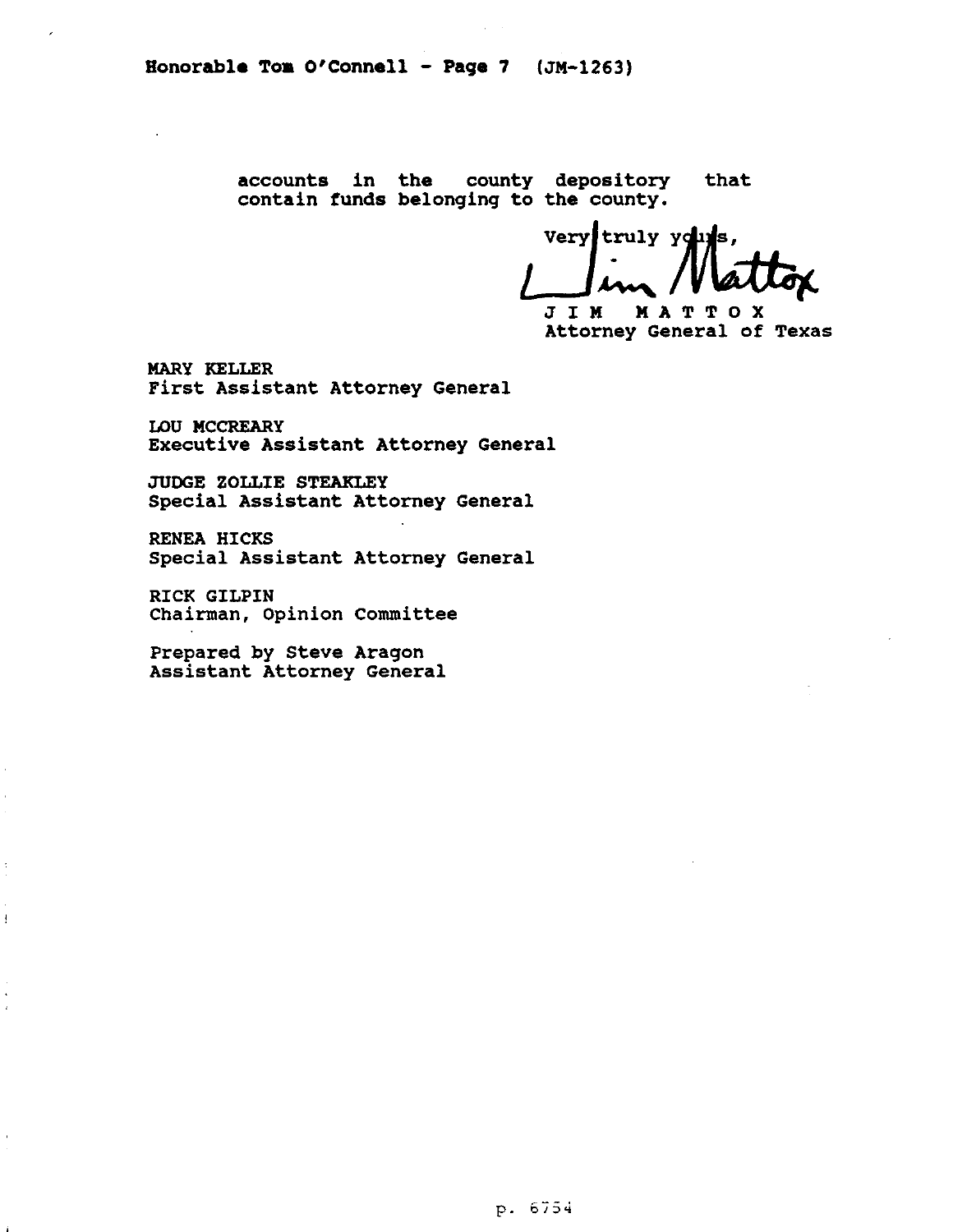accounts in the county depository that contain funds belonging to the county.

Very truly yours,

JIM MATTOX
Attorney General of Texas

MARY KELLER
First Assistant Attorney General

LOU MCCREARY
Executive Assistant Attorney General

JUDGE ZOLLIE STEAKLEY
Special Assistant Attorney General

RENEA HICKS
Special Assistant Attorney General

RICK GILPIN
Chairman, Opinion Committee

Prepared by Steve Aragon
Assistant Attorney General